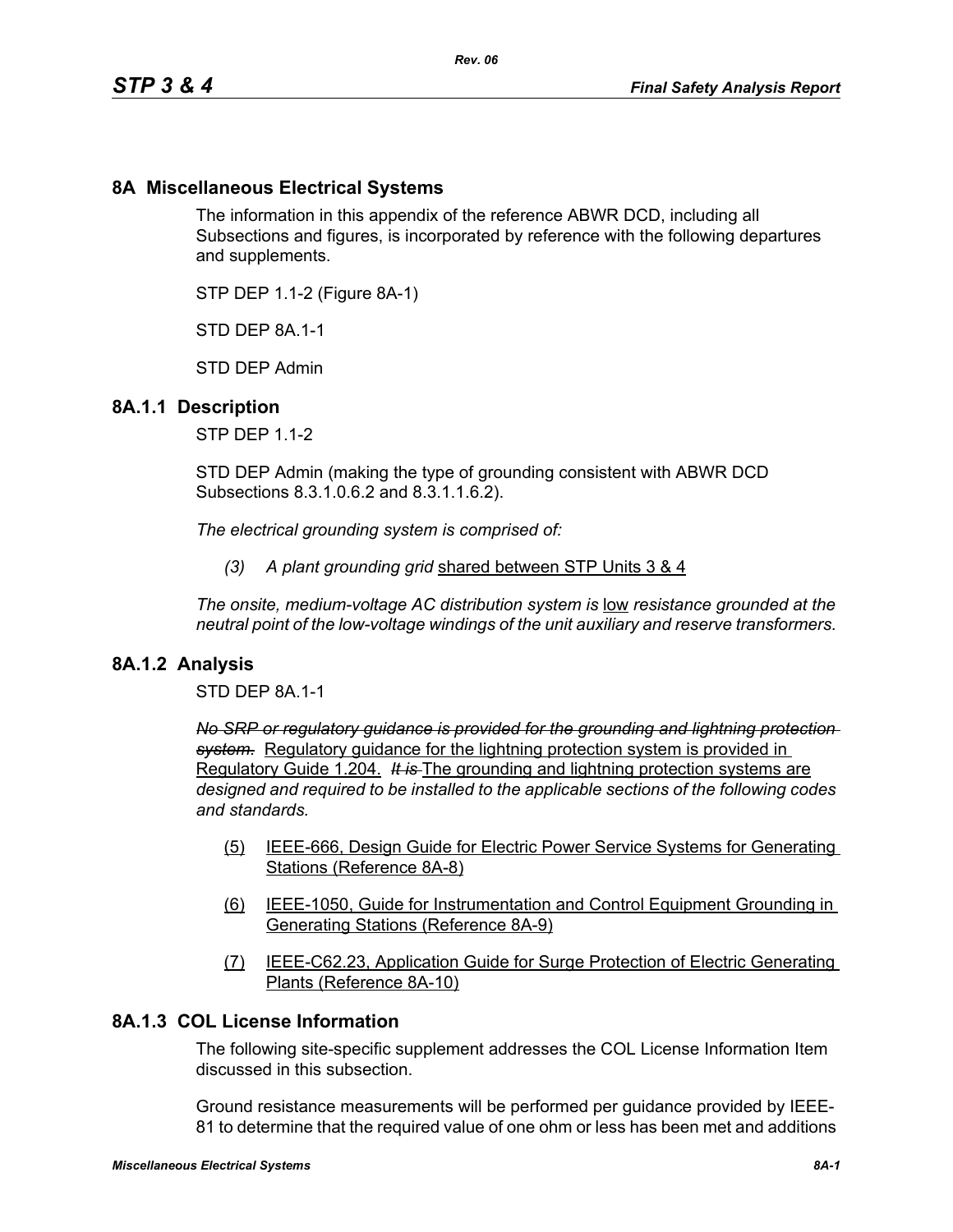## 8A Miscellaneous Electrical Systems

The information in this appendix of the reference ABWR DCD, including all Subsections and figures, is incorporated by reference with the following departures and supplements.

STP DEP 1.1-2 (Figure 8A-1)

STD DEP 8A.1-1

STD DEP Admin

### 8A.1.1 Description

STP DEP 1.1-2

STD DEP Admin (making the type of grounding consistent with ABWR DCD Subsections 8.3.1.0.6.2 and 8.3.1.1.6.2).

*The electrical grounding system is comprised of:*

*(3) A plant grounding grid* <u>shared between STP Units 3 & 4</u>

*The onsite, medium-voltage AC distribution system is* <u>low</u> *resistance grounded at the neutral point of the low-voltage windings of the unit auxiliary and reserve transformers.*

### 8A.1.2 Analysis

STD DEP 8A.1-1

~~*No SRP or regulatory guidance is provided for the grounding and lightning protection system.*~~ <u>Regulatory guidance for the lightning protection system is provided in Regulatory Guide 1.204.</u> ~~*It is*~~ <u>The grounding and lightning protection systems are</u> *designed and required to be installed to the applicable sections of the following codes and standards.*

<u>(5) IEEE-666, Design Guide for Electric Power Service Systems for Generating Stations (Reference 8A-8)</u>

<u>(6) IEEE-1050, Guide for Instrumentation and Control Equipment Grounding in Generating Stations (Reference 8A-9)</u>

<u>(7) IEEE-C62.23, Application Guide for Surge Protection of Electric Generating Plants (Reference 8A-10)</u>

### 8A.1.3 COL License Information

The following site-specific supplement addresses the COL License Information Item discussed in this subsection.

Ground resistance measurements will be performed per guidance provided by IEEE-81 to determine that the required value of one ohm or less has been met and additions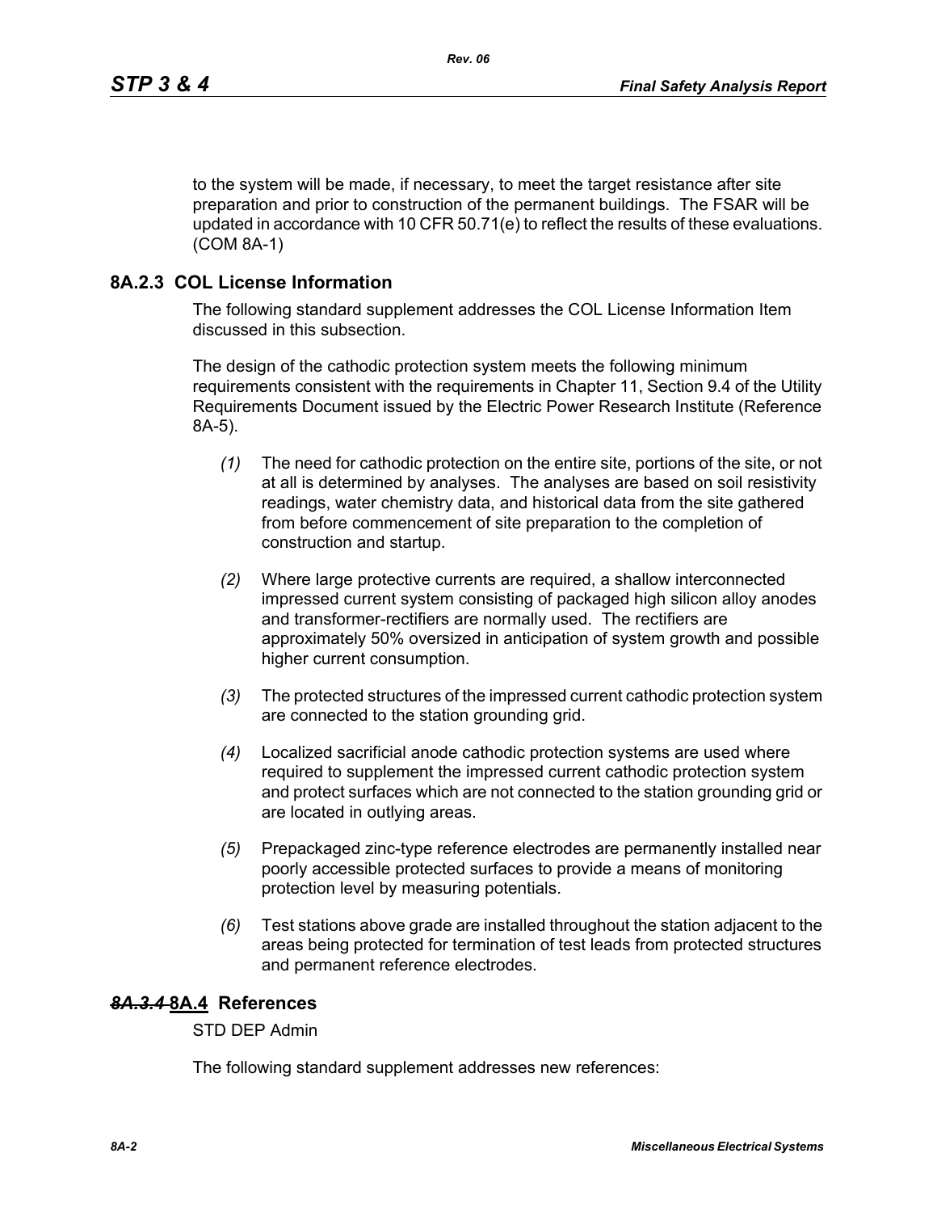to the system will be made, if necessary, to meet the target resistance after site preparation and prior to construction of the permanent buildings. The FSAR will be updated in accordance with 10 CFR 50.71(e) to reflect the results of these evaluations. (COM 8A-1)

## 8A.2.3 COL License Information

The following standard supplement addresses the COL License Information Item discussed in this subsection.

The design of the cathodic protection system meets the following minimum requirements consistent with the requirements in Chapter 11, Section 9.4 of the Utility Requirements Document issued by the Electric Power Research Institute (Reference 8A-5).

*(1)* The need for cathodic protection on the entire site, portions of the site, or not at all is determined by analyses. The analyses are based on soil resistivity readings, water chemistry data, and historical data from the site gathered from before commencement of site preparation to the completion of construction and startup.

*(2)* Where large protective currents are required, a shallow interconnected impressed current system consisting of packaged high silicon alloy anodes and transformer-rectifiers are normally used. The rectifiers are approximately 50% oversized in anticipation of system growth and possible higher current consumption.

*(3)* The protected structures of the impressed current cathodic protection system are connected to the station grounding grid.

*(4)* Localized sacrificial anode cathodic protection systems are used where required to supplement the impressed current cathodic protection system and protect surfaces which are not connected to the station grounding grid or are located in outlying areas.

*(5)* Prepackaged zinc-type reference electrodes are permanently installed near poorly accessible protected surfaces to provide a means of monitoring protection level by measuring potentials.

*(6)* Test stations above grade are installed throughout the station adjacent to the areas being protected for termination of test leads from protected structures and permanent reference electrodes.

## ~~*8A.3.4*~~ 8A.4 References

STD DEP Admin

The following standard supplement addresses new references: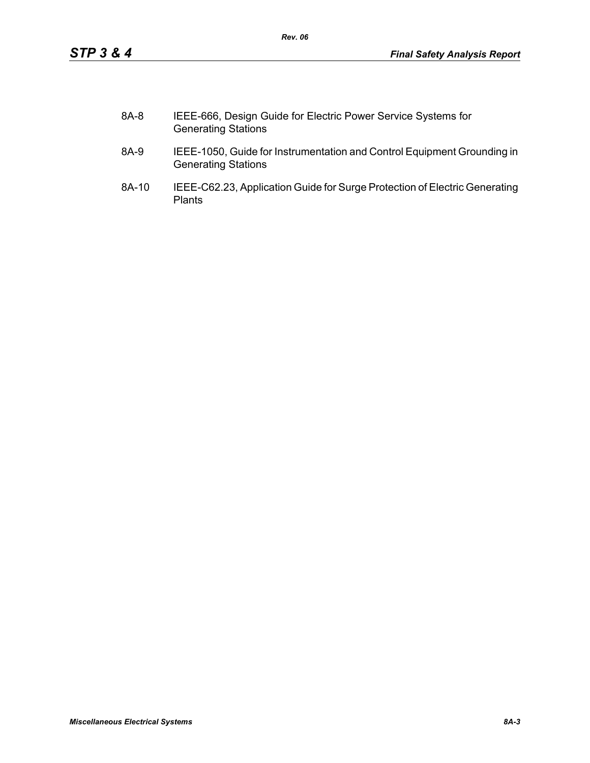8A-8 IEEE-666, Design Guide for Electric Power Service Systems for Generating Stations

8A-9 IEEE-1050, Guide for Instrumentation and Control Equipment Grounding in Generating Stations

8A-10 IEEE-C62.23, Application Guide for Surge Protection of Electric Generating Plants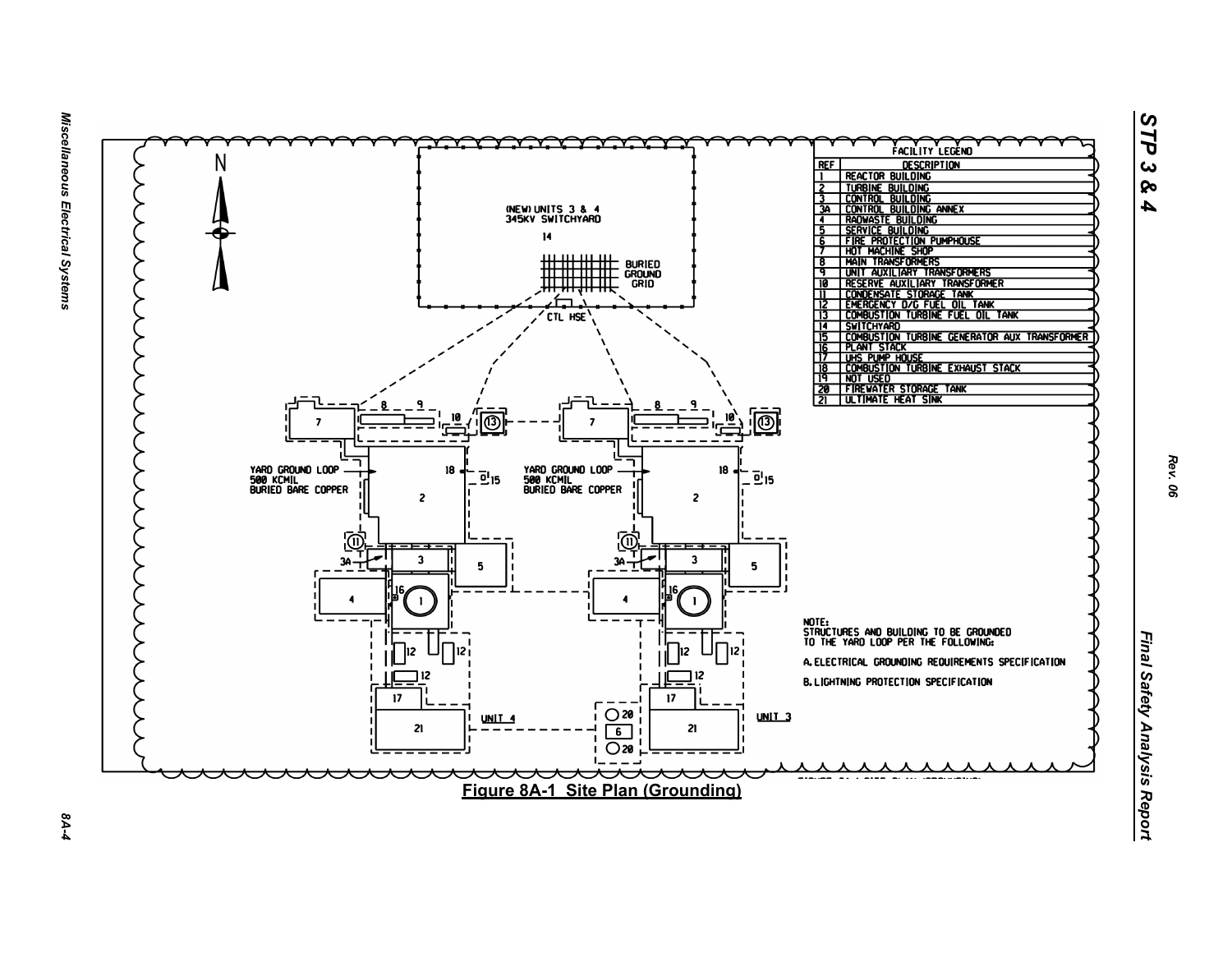| FACILITY LEGEND | |
|---|---|
| REF | DESCRIPTION |
| 1 | REACTOR BUILDING |
| 2 | TURBINE BUILDING |
| 3 | CONTROL BUILDING |
| 3A | CONTROL BUILDING ANNEX |
| 4 | RADWASTE BUILDING |
| 5 | SERVICE BUILDING |
| 6 | FIRE PROTECTION PUMPHOUSE |
| 7 | HOT MACHINE SHOP |
| 8 | MAIN TRANSFORMERS |
| 9 | UNIT AUXILIARY TRANSFORMERS |
| 10 | RESERVE AUXILIARY TRANSFORMER |
| 11 | CONDENSATE STORAGE TANK |
| 12 | EMERGENCY D/G FUEL OIL TANK |
| 13 | COMBUSTION TURBINE FUEL OIL TANK |
| 14 | SWITCHYARD |
| 15 | COMBUSTION TURBINE GENERATOR AUX TRANSFORMER |
| 16 | PLANT STACK |
| 17 | UHS PUMP HOUSE |
| 18 | COMBUSTION TURBINE EXHAUST STACK |
| 19 | NOT USED |
| 20 | FIREWATER STORAGE TANK |
| 21 | ULTIMATE HEAT SINK |

N

(NEW) UNITS 3 & 4
345KV SWITCHYARD

14

BURIED
GROUND
GRID

CTL HSE

YARD GROUND LOOP
500 KCMIL
BURIED BARE COPPER

UNIT 4

UNIT 3

NOTE:
STRUCTURES AND BUILDING TO BE GROUNDED
TO THE YARD LOOP PER THE FOLLOWING:

A. ELECTRICAL GROUNDING REQUIREMENTS SPECIFICATION

B. LIGHTNING PROTECTION SPECIFICATION

Figure 8A-1 Site Plan (Grounding)